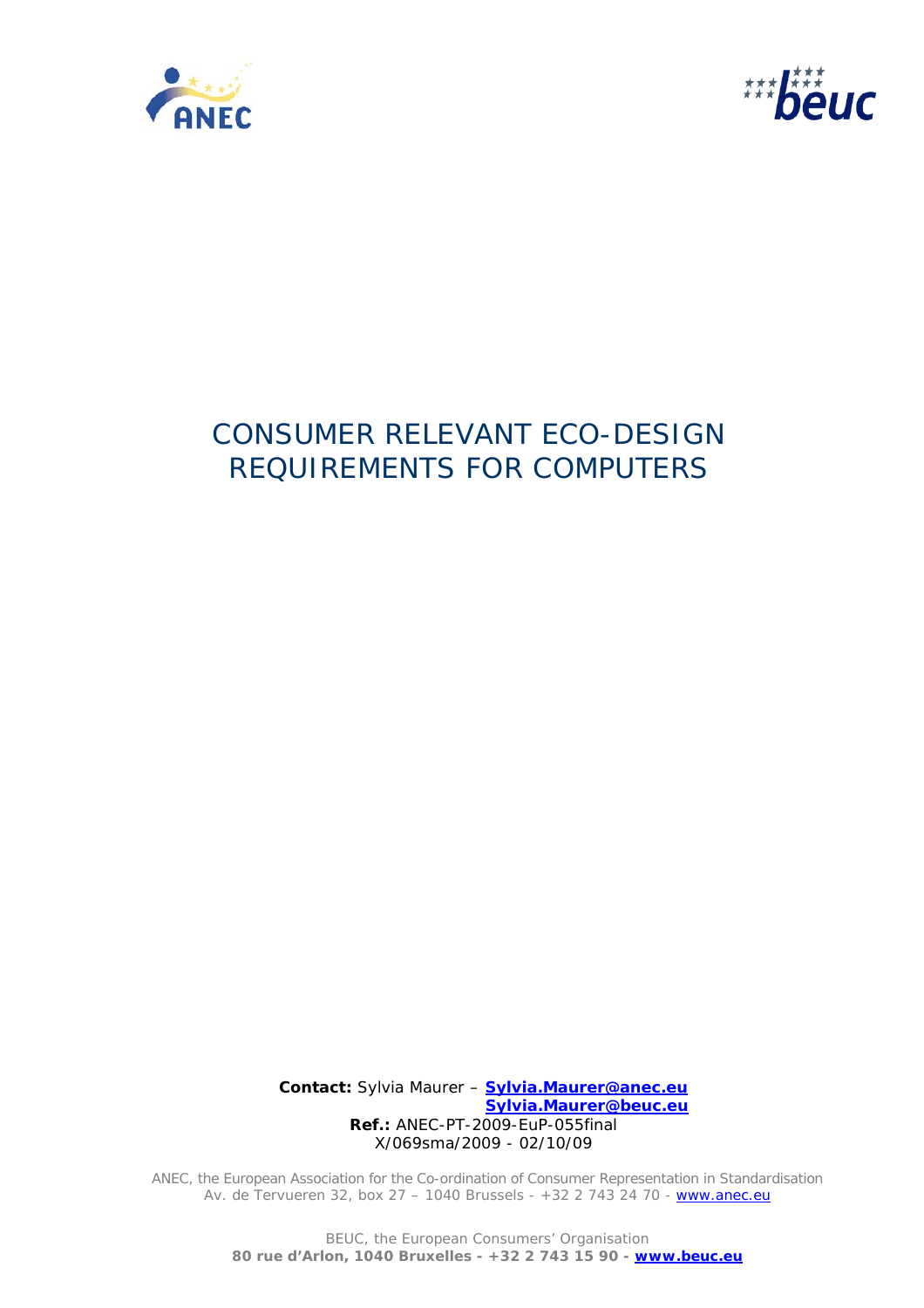# CONSUMER RELEVANT ECO-DESIGN REQUIREMENTS FOR COMPUTERS

**Contact:** Sylvia Maurer – **Sylvia.Maurer@anec.eu**
**Sylvia.Maurer@beuc.eu**
**Ref.:** ANEC-PT-2009-EuP-055final
X/069sma/2009 - 02/10/09

ANEC, the European Association for the Co-ordination of Consumer Representation in Standardisation
Av. de Tervueren 32, box 27 – 1040 Brussels - +32 2 743 24 70 - www.anec.eu

BEUC, the European Consumers' Organisation
**80 rue d'Arlon, 1040 Bruxelles - +32 2 743 15 90 - www.beuc.eu**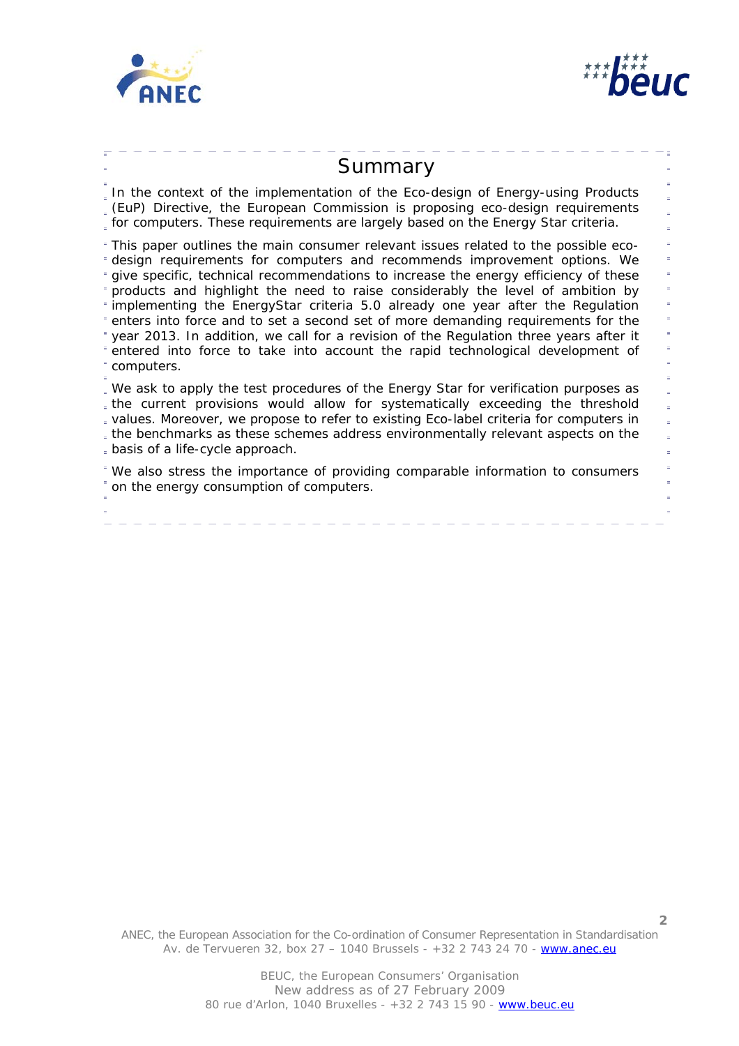# Summary

In the context of the implementation of the Eco-design of Energy-using Products (EuP) Directive, the European Commission is proposing eco-design requirements for computers. These requirements are largely based on the Energy Star criteria.

This paper outlines the main consumer relevant issues related to the possible eco-design requirements for computers and recommends improvement options. We give specific, technical recommendations to increase the energy efficiency of these products and highlight the need to raise considerably the level of ambition by implementing the EnergyStar criteria 5.0 already one year after the Regulation enters into force and to set a second set of more demanding requirements for the year 2013. In addition, we call for a revision of the Regulation three years after it entered into force to take into account the rapid technological development of computers.

We ask to apply the test procedures of the Energy Star for verification purposes as the current provisions would allow for systematically exceeding the threshold values. Moreover, we propose to refer to existing Eco-label criteria for computers in the benchmarks as these schemes address environmentally relevant aspects on the basis of a life-cycle approach.

We also stress the importance of providing comparable information to consumers on the energy consumption of computers.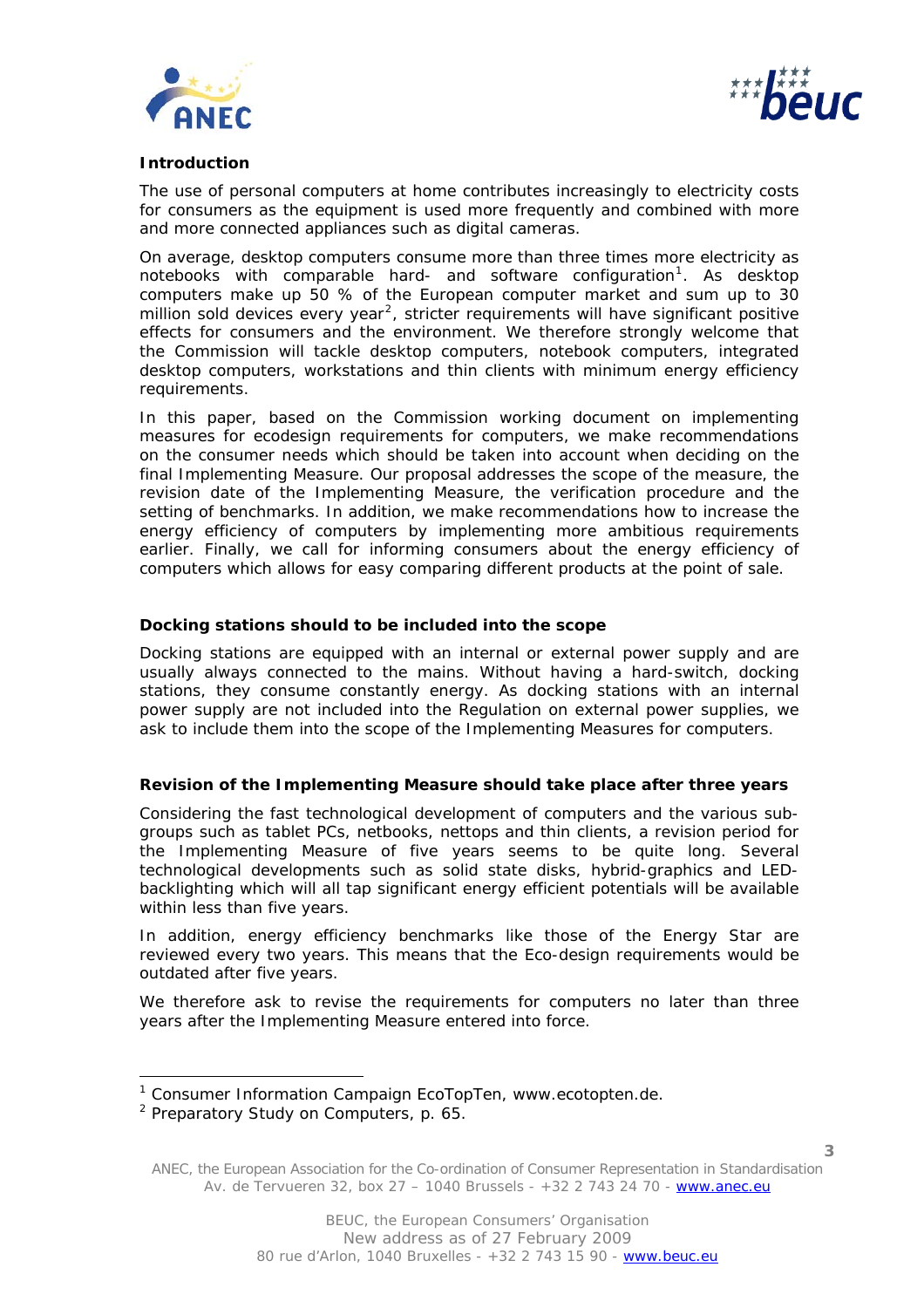**Introduction**

The use of personal computers at home contributes increasingly to electricity costs for consumers as the equipment is used more frequently and combined with more and more connected appliances such as digital cameras.

On average, desktop computers consume more than three times more electricity as notebooks with comparable hard- and software configuration[1]. As desktop computers make up 50 % of the European computer market and sum up to 30 million sold devices every year[2], stricter requirements will have significant positive effects for consumers and the environment. We therefore strongly welcome that the Commission will tackle desktop computers, notebook computers, integrated desktop computers, workstations and thin clients with minimum energy efficiency requirements.

In this paper, based on the Commission working document on implementing measures for ecodesign requirements for computers, we make recommendations on the consumer needs which should be taken into account when deciding on the final Implementing Measure. Our proposal addresses the scope of the measure, the revision date of the Implementing Measure, the verification procedure and the setting of benchmarks. In addition, we make recommendations how to increase the energy efficiency of computers by implementing more ambitious requirements earlier. Finally, we call for informing consumers about the energy efficiency of computers which allows for easy comparing different products at the point of sale.

**Docking stations should to be included into the scope**

Docking stations are equipped with an internal or external power supply and are usually always connected to the mains. Without having a hard-switch, docking stations, they consume constantly energy. As docking stations with an internal power supply are not included into the Regulation on external power supplies, we ask to include them into the scope of the Implementing Measures for computers.

**Revision of the Implementing Measure should take place after three years**

Considering the fast technological development of computers and the various sub-groups such as tablet PCs, netbooks, nettops and thin clients, a revision period for the Implementing Measure of five years seems to be quite long. Several technological developments such as solid state disks, hybrid-graphics and LED-backlighting which will all tap significant energy efficient potentials will be available within less than five years.

In addition, energy efficiency benchmarks like those of the Energy Star are reviewed every two years. This means that the Eco-design requirements would be outdated after five years.

We therefore ask to revise the requirements for computers no later than three years after the Implementing Measure entered into force.

---

[1] Consumer Information Campaign EcoTopTen, www.ecotopten.de.

[2] Preparatory Study on Computers, p. 65.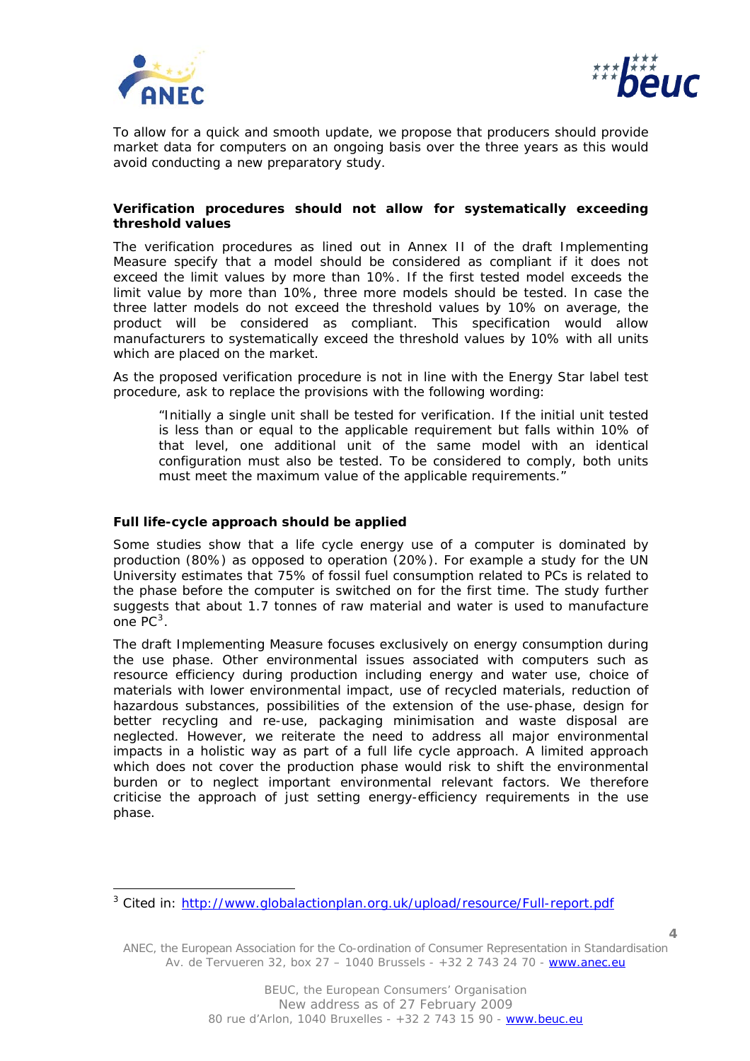To allow for a quick and smooth update, we propose that producers should provide market data for computers on an ongoing basis over the three years as this would avoid conducting a new preparatory study.

**Verification procedures should not allow for systematically exceeding threshold values**

The verification procedures as lined out in Annex II of the draft Implementing Measure specify that a model should be considered as compliant if it does not exceed the limit values by more than 10%. If the first tested model exceeds the limit value by more than 10%, three more models should be tested. In case the three latter models do not exceed the threshold values by 10% on average, the product will be considered as compliant. This specification would allow manufacturers to systematically exceed the threshold values by 10% with all units which are placed on the market.

As the proposed verification procedure is not in line with the Energy Star label test procedure, ask to replace the provisions with the following wording:

> "Initially a single unit shall be tested for verification. If the initial unit tested is less than or equal to the applicable requirement but falls within 10% of that level, one additional unit of the same model with an identical configuration must also be tested. To be considered to comply, both units must meet the maximum value of the applicable requirements."

**Full life-cycle approach should be applied**

Some studies show that a life cycle energy use of a computer is dominated by production (80%) as opposed to operation (20%). For example a study for the UN University estimates that 75% of fossil fuel consumption related to PCs is related to the phase before the computer is switched on for the first time. The study further suggests that about 1.7 tonnes of raw material and water is used to manufacture one PC[3].

The draft Implementing Measure focuses exclusively on energy consumption during the use phase. Other environmental issues associated with computers such as resource efficiency during production including energy and water use, choice of materials with lower environmental impact, use of recycled materials, reduction of hazardous substances, possibilities of the extension of the use-phase, design for better recycling and re-use, packaging minimisation and waste disposal are neglected. However, we reiterate the need to address all major environmental impacts in a holistic way as part of a full life cycle approach. A limited approach which does not cover the production phase would risk to shift the environmental burden or to neglect important environmental relevant factors. We therefore criticise the approach of just setting energy-efficiency requirements in the use phase.

---

[3] Cited in: http://www.globalactionplan.org.uk/upload/resource/Full-report.pdf

ANEC, the European Association for the Co-ordination of Consumer Representation in Standardisation
Av. de Tervueren 32, box 27 – 1040 Brussels - +32 2 743 24 70 - www.anec.eu

BEUC, the European Consumers' Organisation
New address as of 27 February 2009
80 rue d'Arlon, 1040 Bruxelles - +32 2 743 15 90 - www.beuc.eu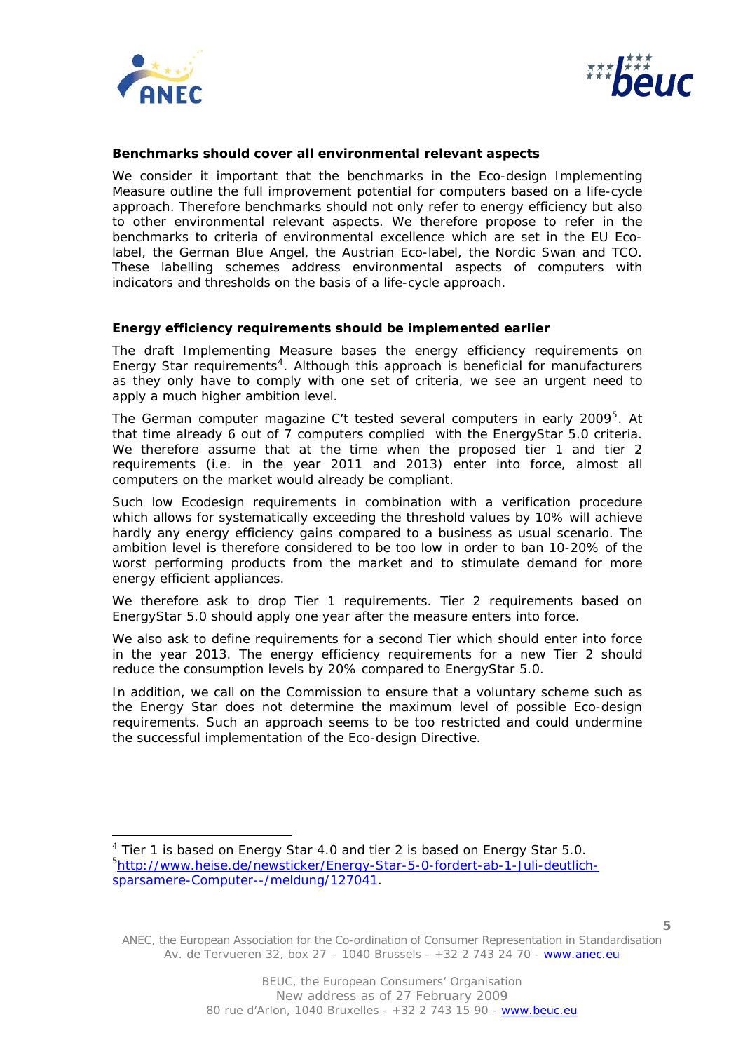**Benchmarks should cover all environmental relevant aspects**

We consider it important that the benchmarks in the Eco-design Implementing Measure outline the full improvement potential for computers based on a life-cycle approach. Therefore benchmarks should not only refer to energy efficiency but also to other environmental relevant aspects. We therefore propose to refer in the benchmarks to criteria of environmental excellence which are set in the EU Eco-label, the German Blue Angel, the Austrian Eco-label, the Nordic Swan and TCO. These labelling schemes address environmental aspects of computers with indicators and thresholds on the basis of a life-cycle approach.

**Energy efficiency requirements should be implemented earlier**

The draft Implementing Measure bases the energy efficiency requirements on Energy Star requirements[4]. Although this approach is beneficial for manufacturers as they only have to comply with one set of criteria, we see an urgent need to apply a much higher ambition level.

The German computer magazine C't tested several computers in early 2009[5]. At that time already 6 out of 7 computers complied with the EnergyStar 5.0 criteria. We therefore assume that at the time when the proposed tier 1 and tier 2 requirements (i.e. in the year 2011 and 2013) enter into force, almost all computers on the market would already be compliant.

Such low Ecodesign requirements in combination with a verification procedure which allows for systematically exceeding the threshold values by 10% will achieve hardly any energy efficiency gains compared to a business as usual scenario. The ambition level is therefore considered to be too low in order to ban 10-20% of the worst performing products from the market and to stimulate demand for more energy efficient appliances.

We therefore ask to drop Tier 1 requirements. Tier 2 requirements based on EnergyStar 5.0 should apply one year after the measure enters into force.

We also ask to define requirements for a second Tier which should enter into force in the year 2013. The energy efficiency requirements for a new Tier 2 should reduce the consumption levels by 20% compared to EnergyStar 5.0.

In addition, we call on the Commission to ensure that a voluntary scheme such as the Energy Star does not determine the maximum level of possible Eco-design requirements. Such an approach seems to be too restricted and could undermine the successful implementation of the Eco-design Directive.

---

[4] Tier 1 is based on Energy Star 4.0 and tier 2 is based on Energy Star 5.0.

[5] http://www.heise.de/newsticker/Energy-Star-5-0-fordert-ab-1-Juli-deutlich-sparsamere-Computer--/meldung/127041.

ANEC, the European Association for the Co-ordination of Consumer Representation in Standardisation
Av. de Tervueren 32, box 27 – 1040 Brussels - +32 2 743 24 70 - www.anec.eu

BEUC, the European Consumers' Organisation
New address as of 27 February 2009
80 rue d'Arlon, 1040 Bruxelles - +32 2 743 15 90 - www.beuc.eu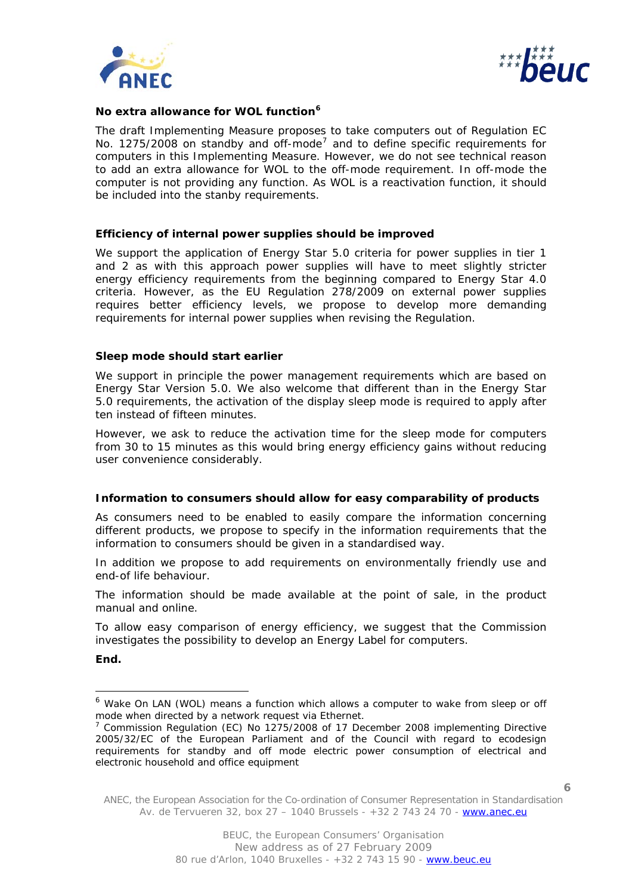**No extra allowance for WOL function**[6]

The draft Implementing Measure proposes to take computers out of Regulation EC No. 1275/2008 on standby and off-mode[7] and to define specific requirements for computers in this Implementing Measure. However, we do not see technical reason to add an extra allowance for WOL to the off-mode requirement. In off-mode the computer is not providing any function. As WOL is a reactivation function, it should be included into the stanby requirements.

**Efficiency of internal power supplies should be improved**

We support the application of Energy Star 5.0 criteria for power supplies in tier 1 and 2 as with this approach power supplies will have to meet slightly stricter energy efficiency requirements from the beginning compared to Energy Star 4.0 criteria. However, as the EU Regulation 278/2009 on external power supplies requires better efficiency levels, we propose to develop more demanding requirements for internal power supplies when revising the Regulation.

**Sleep mode should start earlier**

We support in principle the power management requirements which are based on Energy Star Version 5.0. We also welcome that different than in the Energy Star 5.0 requirements, the activation of the display sleep mode is required to apply after ten instead of fifteen minutes.

However, we ask to reduce the activation time for the sleep mode for computers from 30 to 15 minutes as this would bring energy efficiency gains without reducing user convenience considerably.

**Information to consumers should allow for easy comparability of products**

As consumers need to be enabled to easily compare the information concerning different products, we propose to specify in the information requirements that the information to consumers should be given in a standardised way.

In addition we propose to add requirements on environmentally friendly use and end-of life behaviour.

The information should be made available at the point of sale, in the product manual and online.

To allow easy comparison of energy efficiency, we suggest that the Commission investigates the possibility to develop an Energy Label for computers.

**End.**

---

[6] Wake On LAN (WOL) means a function which allows a computer to wake from sleep or off mode when directed by a network request via Ethernet.

[7] Commission Regulation (EC) No 1275/2008 of 17 December 2008 implementing Directive 2005/32/EC of the European Parliament and of the Council with regard to ecodesign requirements for standby and off mode electric power consumption of electrical and electronic household and office equipment